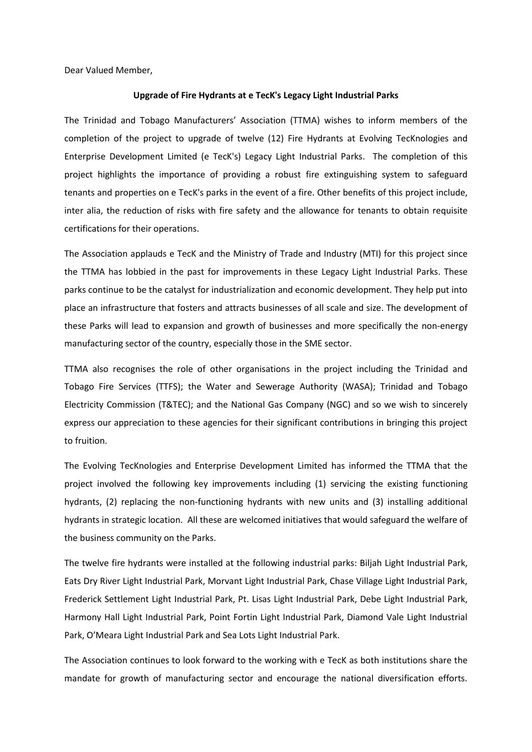Dear Valued Member,

**Upgrade of Fire Hydrants at e TecK's Legacy Light Industrial Parks**

The Trinidad and Tobago Manufacturers' Association (TTMA) wishes to inform members of the completion of the project to upgrade of twelve (12) Fire Hydrants at Evolving TecKnologies and Enterprise Development Limited (e TecK's) Legacy Light Industrial Parks. The completion of this project highlights the importance of providing a robust fire extinguishing system to safeguard tenants and properties on e TecK's parks in the event of a fire. Other benefits of this project include, inter alia, the reduction of risks with fire safety and the allowance for tenants to obtain requisite certifications for their operations.

The Association applauds e TecK and the Ministry of Trade and Industry (MTI) for this project since the TTMA has lobbied in the past for improvements in these Legacy Light Industrial Parks. These parks continue to be the catalyst for industrialization and economic development. They help put into place an infrastructure that fosters and attracts businesses of all scale and size. The development of these Parks will lead to expansion and growth of businesses and more specifically the non-energy manufacturing sector of the country, especially those in the SME sector.

TTMA also recognises the role of other organisations in the project including the Trinidad and Tobago Fire Services (TTFS); the Water and Sewerage Authority (WASA); Trinidad and Tobago Electricity Commission (T&TEC); and the National Gas Company (NGC) and so we wish to sincerely express our appreciation to these agencies for their significant contributions in bringing this project to fruition.

The Evolving TecKnologies and Enterprise Development Limited has informed the TTMA that the project involved the following key improvements including (1) servicing the existing functioning hydrants, (2) replacing the non-functioning hydrants with new units and (3) installing additional hydrants in strategic location. All these are welcomed initiatives that would safeguard the welfare of the business community on the Parks.

The twelve fire hydrants were installed at the following industrial parks: Biljah Light Industrial Park, Eats Dry River Light Industrial Park, Morvant Light Industrial Park, Chase Village Light Industrial Park, Frederick Settlement Light Industrial Park, Pt. Lisas Light Industrial Park, Debe Light Industrial Park, Harmony Hall Light Industrial Park, Point Fortin Light Industrial Park, Diamond Vale Light Industrial Park, O'Meara Light Industrial Park and Sea Lots Light Industrial Park.

The Association continues to look forward to the working with e TecK as both institutions share the mandate for growth of manufacturing sector and encourage the national diversification efforts.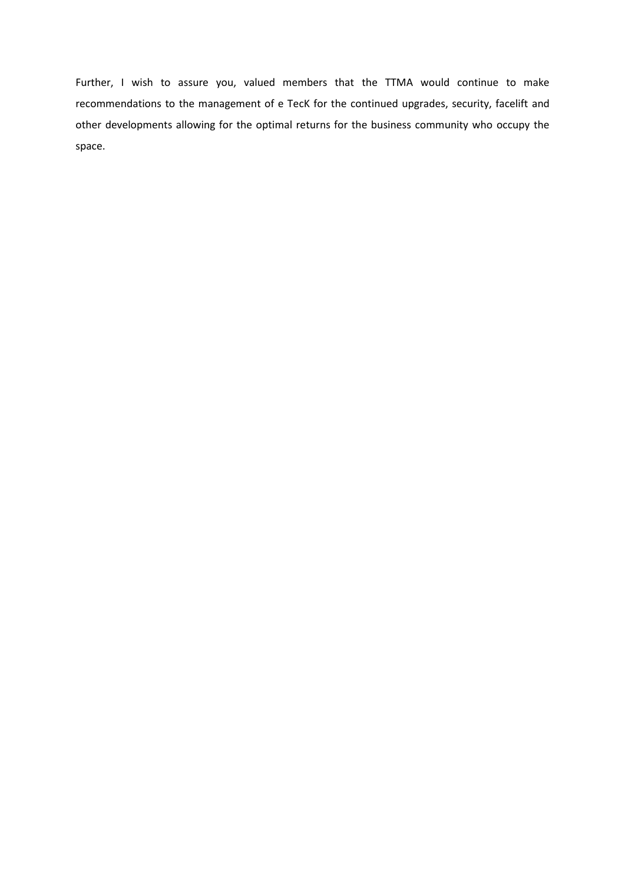Further, I wish to assure you, valued members that the TTMA would continue to make recommendations to the management of e TecK for the continued upgrades, security, facelift and other developments allowing for the optimal returns for the business community who occupy the space.